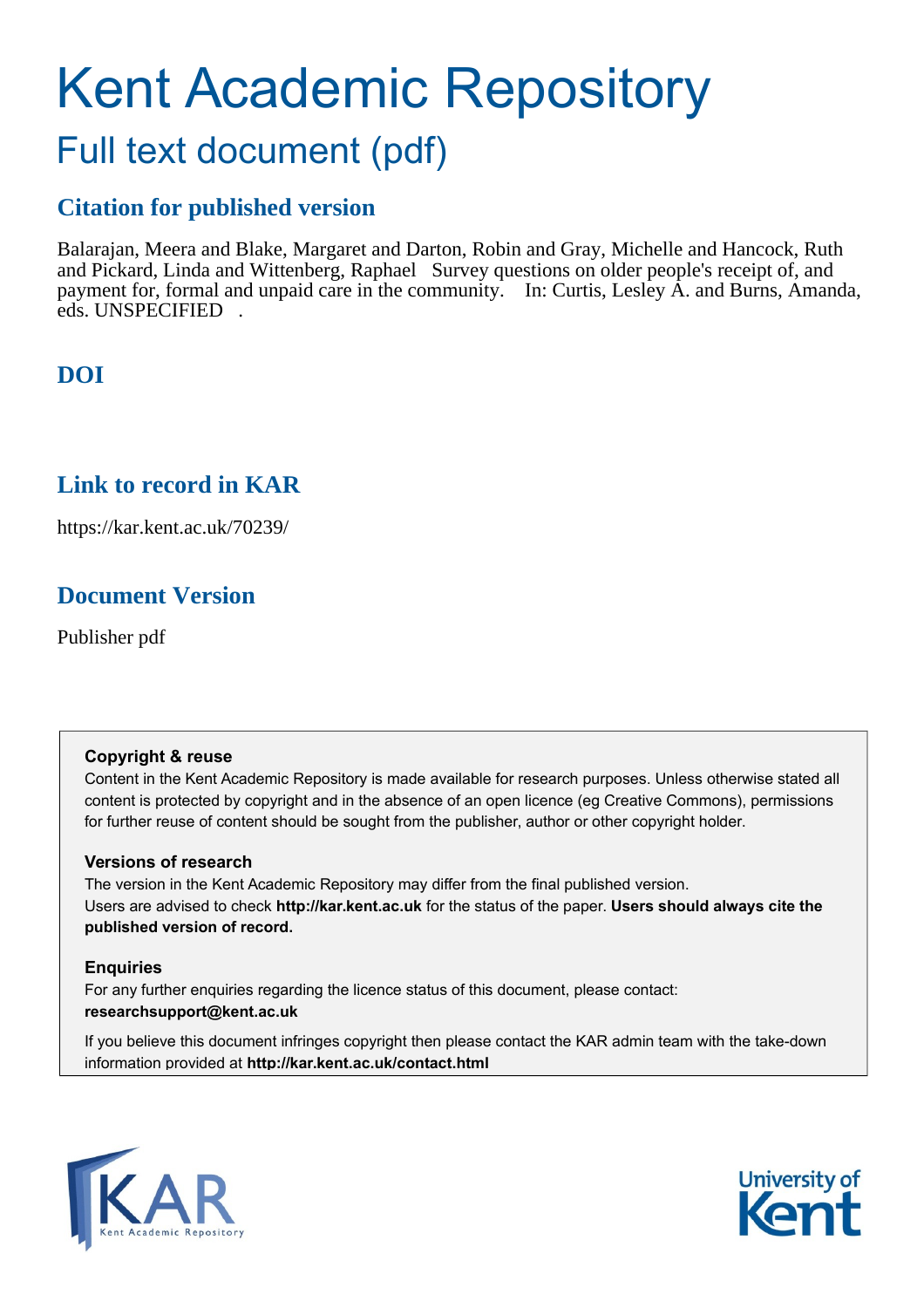# Kent Academic Repository

## Full text document (pdf)

### Citation for published version

Balarajan, Meera and Blake, Margaret and Darton, Robin and Gray, Michelle and Hancock, Ruth and Pickard, Linda and Wittenberg, Raphael Survey questions on older people's receipt of, and payment for, formal and unpaid care in the community. In: Curtis, Lesley A. and Burns, Amanda, eds. UNSPECIFIED .

### DOI

### Link to record in KAR

https://kar.kent.ac.uk/70239/

### Document Version

Publisher pdf

**Copyright & reuse**

Content in the Kent Academic Repository is made available for research purposes. Unless otherwise stated all content is protected by copyright and in the absence of an open licence (eg Creative Commons), permissions for further reuse of content should be sought from the publisher, author or other copyright holder.

**Versions of research**

The version in the Kent Academic Repository may differ from the final published version. Users are advised to check **http://kar.kent.ac.uk** for the status of the paper. **Users should always cite the published version of record.**

**Enquiries**

For any further enquiries regarding the licence status of this document, please contact: **researchsupport@kent.ac.uk**

If you believe this document infringes copyright then please contact the KAR admin team with the take-down information provided at **http://kar.kent.ac.uk/contact.html**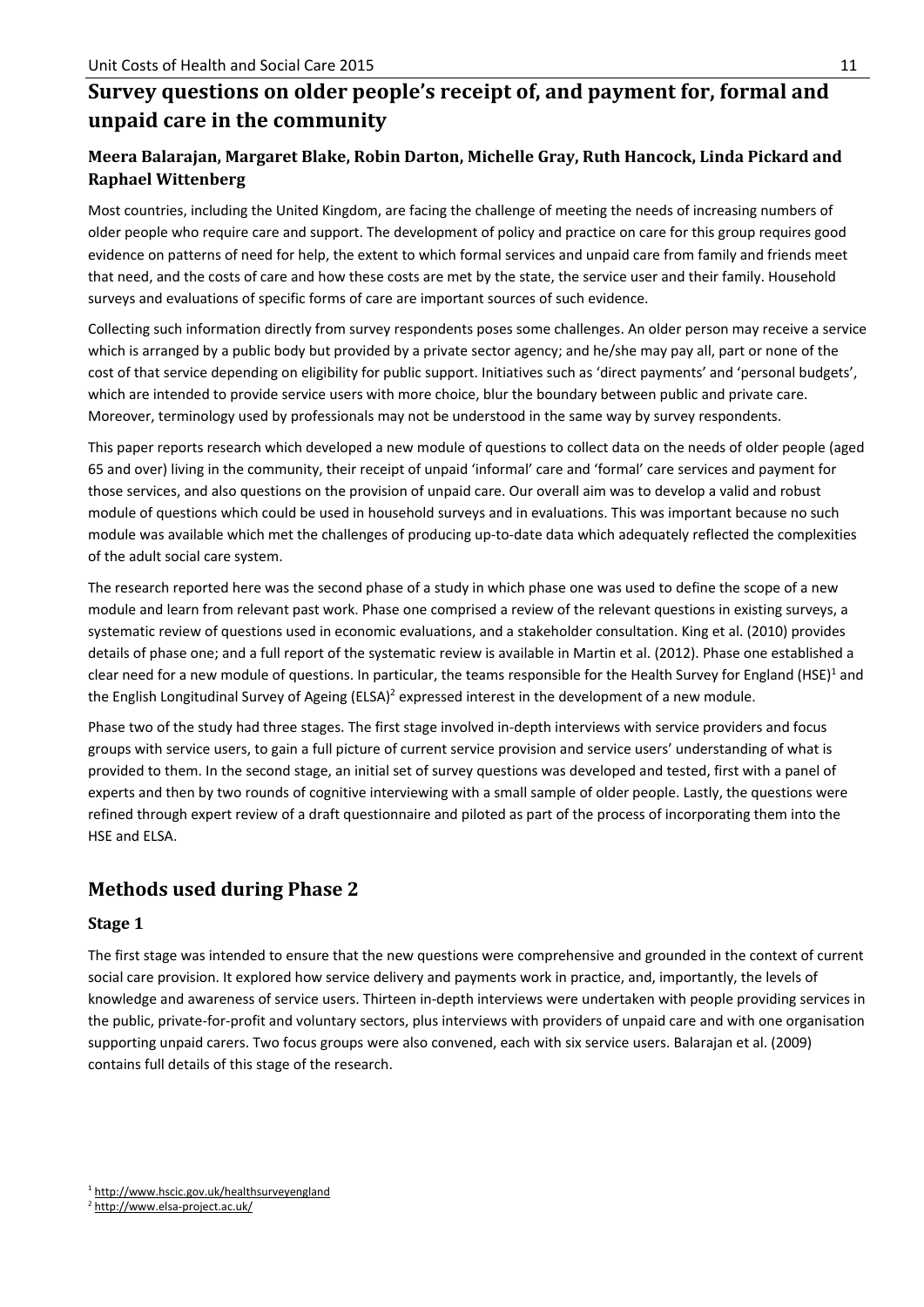# Survey questions on older people's receipt of, and payment for, formal and unpaid care in the community

### Meera Balarajan, Margaret Blake, Robin Darton, Michelle Gray, Ruth Hancock, Linda Pickard and Raphael Wittenberg

Most countries, including the United Kingdom, are facing the challenge of meeting the needs of increasing numbers of older people who require care and support. The development of policy and practice on care for this group requires good evidence on patterns of need for help, the extent to which formal services and unpaid care from family and friends meet that need, and the costs of care and how these costs are met by the state, the service user and their family. Household surveys and evaluations of specific forms of care are important sources of such evidence.

Collecting such information directly from survey respondents poses some challenges. An older person may receive a service which is arranged by a public body but provided by a private sector agency; and he/she may pay all, part or none of the cost of that service depending on eligibility for public support. Initiatives such as 'direct payments' and 'personal budgets', which are intended to provide service users with more choice, blur the boundary between public and private care. Moreover, terminology used by professionals may not be understood in the same way by survey respondents.

This paper reports research which developed a new module of questions to collect data on the needs of older people (aged 65 and over) living in the community, their receipt of unpaid 'informal' care and 'formal' care services and payment for those services, and also questions on the provision of unpaid care. Our overall aim was to develop a valid and robust module of questions which could be used in household surveys and in evaluations. This was important because no such module was available which met the challenges of producing up-to-date data which adequately reflected the complexities of the adult social care system.

The research reported here was the second phase of a study in which phase one was used to define the scope of a new module and learn from relevant past work. Phase one comprised a review of the relevant questions in existing surveys, a systematic review of questions used in economic evaluations, and a stakeholder consultation. King et al. (2010) provides details of phase one; and a full report of the systematic review is available in Martin et al. (2012). Phase one established a clear need for a new module of questions. In particular, the teams responsible for the Health Survey for England (HSE)[1] and the English Longitudinal Survey of Ageing (ELSA)[2] expressed interest in the development of a new module.

Phase two of the study had three stages. The first stage involved in-depth interviews with service providers and focus groups with service users, to gain a full picture of current service provision and service users' understanding of what is provided to them. In the second stage, an initial set of survey questions was developed and tested, first with a panel of experts and then by two rounds of cognitive interviewing with a small sample of older people. Lastly, the questions were refined through expert review of a draft questionnaire and piloted as part of the process of incorporating them into the HSE and ELSA.

## Methods used during Phase 2

### Stage 1

The first stage was intended to ensure that the new questions were comprehensive and grounded in the context of current social care provision. It explored how service delivery and payments work in practice, and, importantly, the levels of knowledge and awareness of service users. Thirteen in-depth interviews were undertaken with people providing services in the public, private-for-profit and voluntary sectors, plus interviews with providers of unpaid care and with one organisation supporting unpaid carers. Two focus groups were also convened, each with six service users. Balarajan et al. (2009) contains full details of this stage of the research.

[1] http://www.hscic.gov.uk/healthsurveyengland

[2] http://www.elsa-project.ac.uk/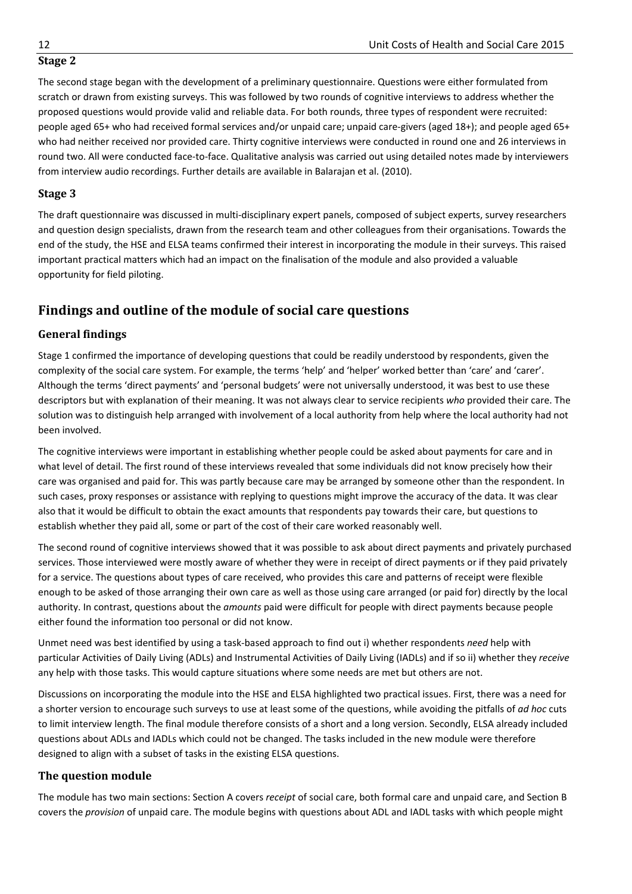### Stage 2

The second stage began with the development of a preliminary questionnaire. Questions were either formulated from scratch or drawn from existing surveys. This was followed by two rounds of cognitive interviews to address whether the proposed questions would provide valid and reliable data. For both rounds, three types of respondent were recruited: people aged 65+ who had received formal services and/or unpaid care; unpaid care-givers (aged 18+); and people aged 65+ who had neither received nor provided care. Thirty cognitive interviews were conducted in round one and 26 interviews in round two. All were conducted face-to-face. Qualitative analysis was carried out using detailed notes made by interviewers from interview audio recordings. Further details are available in Balarajan et al. (2010).

### Stage 3

The draft questionnaire was discussed in multi-disciplinary expert panels, composed of subject experts, survey researchers and question design specialists, drawn from the research team and other colleagues from their organisations. Towards the end of the study, the HSE and ELSA teams confirmed their interest in incorporating the module in their surveys. This raised important practical matters which had an impact on the finalisation of the module and also provided a valuable opportunity for field piloting.

## Findings and outline of the module of social care questions

### General findings

Stage 1 confirmed the importance of developing questions that could be readily understood by respondents, given the complexity of the social care system. For example, the terms 'help' and 'helper' worked better than 'care' and 'carer'. Although the terms 'direct payments' and 'personal budgets' were not universally understood, it was best to use these descriptors but with explanation of their meaning. It was not always clear to service recipients *who* provided their care. The solution was to distinguish help arranged with involvement of a local authority from help where the local authority had not been involved.

The cognitive interviews were important in establishing whether people could be asked about payments for care and in what level of detail. The first round of these interviews revealed that some individuals did not know precisely how their care was organised and paid for. This was partly because care may be arranged by someone other than the respondent. In such cases, proxy responses or assistance with replying to questions might improve the accuracy of the data. It was clear also that it would be difficult to obtain the exact amounts that respondents pay towards their care, but questions to establish whether they paid all, some or part of the cost of their care worked reasonably well.

The second round of cognitive interviews showed that it was possible to ask about direct payments and privately purchased services. Those interviewed were mostly aware of whether they were in receipt of direct payments or if they paid privately for a service. The questions about types of care received, who provides this care and patterns of receipt were flexible enough to be asked of those arranging their own care as well as those using care arranged (or paid for) directly by the local authority. In contrast, questions about the *amounts* paid were difficult for people with direct payments because people either found the information too personal or did not know.

Unmet need was best identified by using a task-based approach to find out i) whether respondents *need* help with particular Activities of Daily Living (ADLs) and Instrumental Activities of Daily Living (IADLs) and if so ii) whether they *receive* any help with those tasks. This would capture situations where some needs are met but others are not.

Discussions on incorporating the module into the HSE and ELSA highlighted two practical issues. First, there was a need for a shorter version to encourage such surveys to use at least some of the questions, while avoiding the pitfalls of *ad hoc* cuts to limit interview length. The final module therefore consists of a short and a long version. Secondly, ELSA already included questions about ADLs and IADLs which could not be changed. The tasks included in the new module were therefore designed to align with a subset of tasks in the existing ELSA questions.

### The question module

The module has two main sections: Section A covers *receipt* of social care, both formal care and unpaid care, and Section B covers the *provision* of unpaid care. The module begins with questions about ADL and IADL tasks with which people might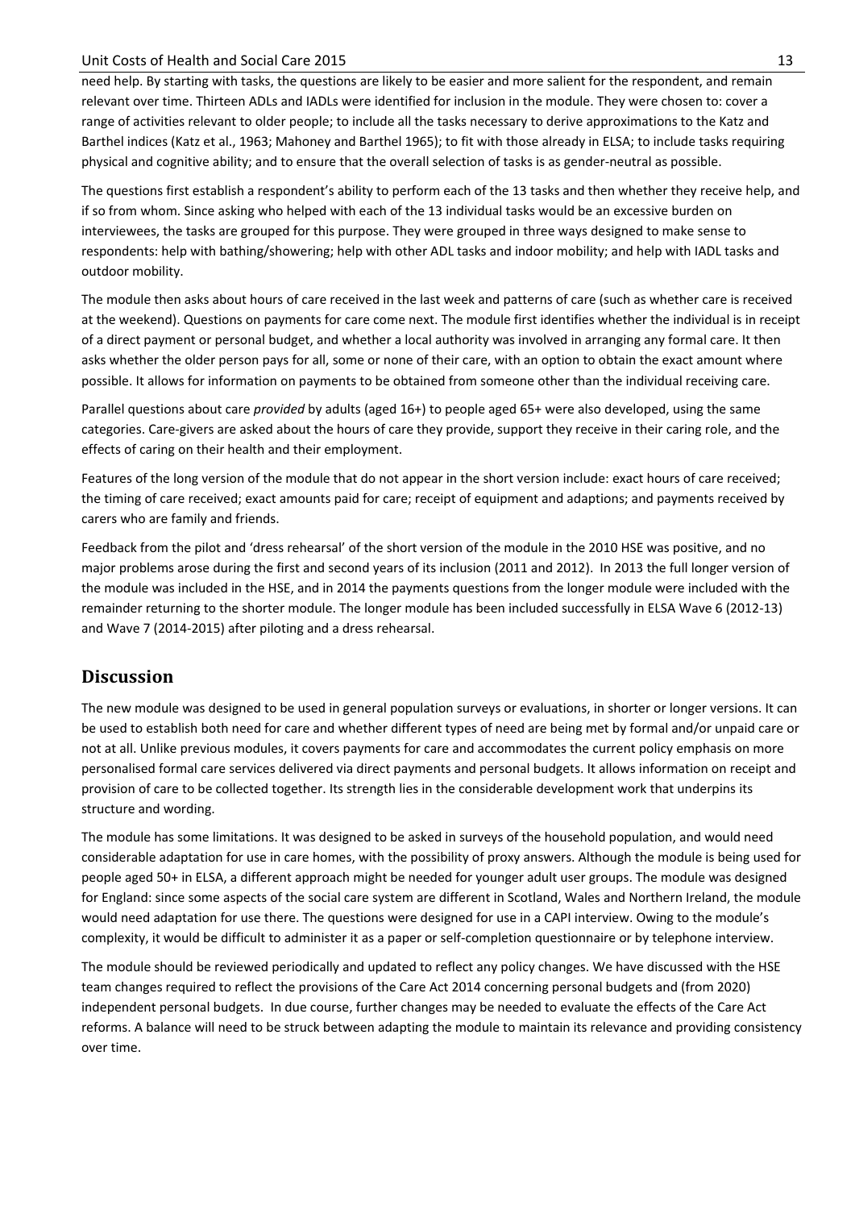need help. By starting with tasks, the questions are likely to be easier and more salient for the respondent, and remain relevant over time. Thirteen ADLs and IADLs were identified for inclusion in the module. They were chosen to: cover a range of activities relevant to older people; to include all the tasks necessary to derive approximations to the Katz and Barthel indices (Katz et al., 1963; Mahoney and Barthel 1965); to fit with those already in ELSA; to include tasks requiring physical and cognitive ability; and to ensure that the overall selection of tasks is as gender-neutral as possible.

The questions first establish a respondent's ability to perform each of the 13 tasks and then whether they receive help, and if so from whom. Since asking who helped with each of the 13 individual tasks would be an excessive burden on interviewees, the tasks are grouped for this purpose. They were grouped in three ways designed to make sense to respondents: help with bathing/showering; help with other ADL tasks and indoor mobility; and help with IADL tasks and outdoor mobility.

The module then asks about hours of care received in the last week and patterns of care (such as whether care is received at the weekend). Questions on payments for care come next. The module first identifies whether the individual is in receipt of a direct payment or personal budget, and whether a local authority was involved in arranging any formal care. It then asks whether the older person pays for all, some or none of their care, with an option to obtain the exact amount where possible. It allows for information on payments to be obtained from someone other than the individual receiving care.

Parallel questions about care *provided* by adults (aged 16+) to people aged 65+ were also developed, using the same categories. Care-givers are asked about the hours of care they provide, support they receive in their caring role, and the effects of caring on their health and their employment.

Features of the long version of the module that do not appear in the short version include: exact hours of care received; the timing of care received; exact amounts paid for care; receipt of equipment and adaptions; and payments received by carers who are family and friends.

Feedback from the pilot and 'dress rehearsal' of the short version of the module in the 2010 HSE was positive, and no major problems arose during the first and second years of its inclusion (2011 and 2012). In 2013 the full longer version of the module was included in the HSE, and in 2014 the payments questions from the longer module were included with the remainder returning to the shorter module. The longer module has been included successfully in ELSA Wave 6 (2012-13) and Wave 7 (2014-2015) after piloting and a dress rehearsal.

## Discussion

The new module was designed to be used in general population surveys or evaluations, in shorter or longer versions. It can be used to establish both need for care and whether different types of need are being met by formal and/or unpaid care or not at all. Unlike previous modules, it covers payments for care and accommodates the current policy emphasis on more personalised formal care services delivered via direct payments and personal budgets. It allows information on receipt and provision of care to be collected together. Its strength lies in the considerable development work that underpins its structure and wording.

The module has some limitations. It was designed to be asked in surveys of the household population, and would need considerable adaptation for use in care homes, with the possibility of proxy answers. Although the module is being used for people aged 50+ in ELSA, a different approach might be needed for younger adult user groups. The module was designed for England: since some aspects of the social care system are different in Scotland, Wales and Northern Ireland, the module would need adaptation for use there. The questions were designed for use in a CAPI interview. Owing to the module's complexity, it would be difficult to administer it as a paper or self-completion questionnaire or by telephone interview.

The module should be reviewed periodically and updated to reflect any policy changes. We have discussed with the HSE team changes required to reflect the provisions of the Care Act 2014 concerning personal budgets and (from 2020) independent personal budgets. In due course, further changes may be needed to evaluate the effects of the Care Act reforms. A balance will need to be struck between adapting the module to maintain its relevance and providing consistency over time.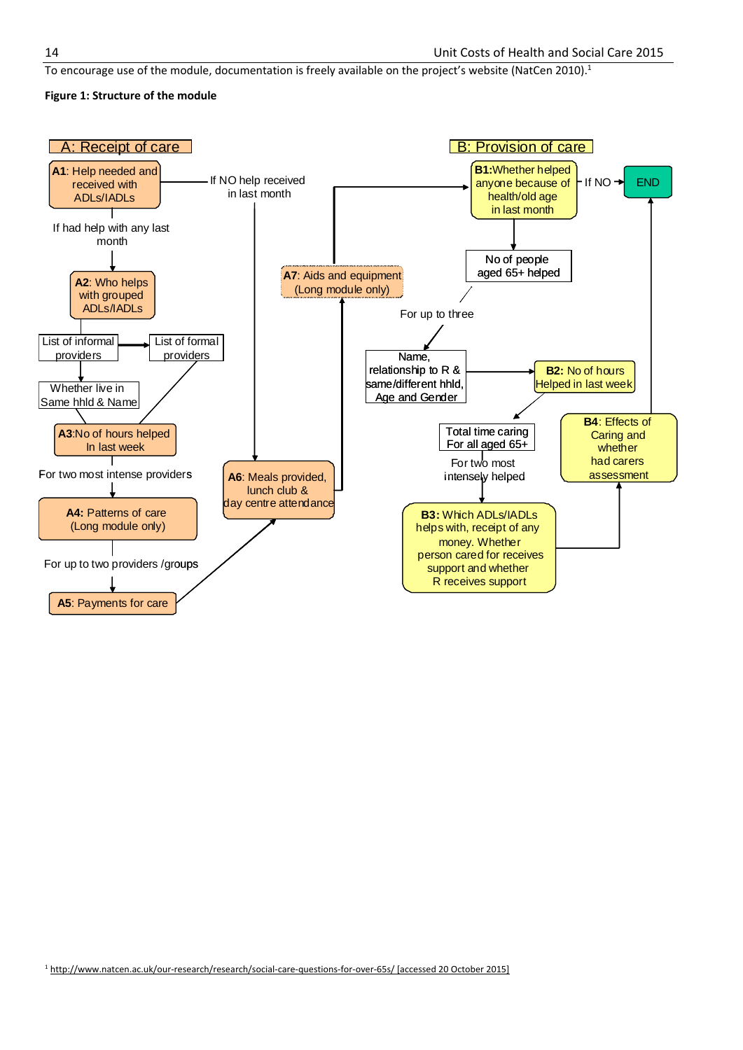To encourage use of the module, documentation is freely available on the project's website (NatCen 2010).[1]

**Figure 1: Structure of the module**

**A: Receipt of care**

- **A1**: Help needed and received with ADLs/IADLs
  - If NO help received in last month → A6
  - If had help with any last month → A2
- **A2**: Who helps with grouped ADLs/IADLs
  - List of informal providers → List of formal providers
  - Whether live in Same hhld & Name
- **A3**: No of hours helped In last week
  - For two most intense providers
- **A4**: Patterns of care (Long module only)
  - For up to two providers /groups
- **A5**: Payments for care
- **A6**: Meals provided, lunch club & day centre attendance
- **A7**: Aids and equipment (Long module only)

**B: Provision of care**

- **B1**: Whether helped anyone because of health/old age in last month
  - If NO → END
- No of people aged 65+ helped
  - For up to three
- Name, relationship to R & same/different hhld, Age and Gender
- **B2**: No of hours Helped in last week
- Total time caring For all aged 65+
  - For two most intensely helped
- **B3**: Which ADLs/IADLs helps with, receipt of any money. Whether person cared for receives support and whether R receives support
- **B4**: Effects of Caring and whether had carers assessment
- END

[1] http://www.natcen.ac.uk/our-research/research/social-care-questions-for-over-65s/ [accessed 20 October 2015]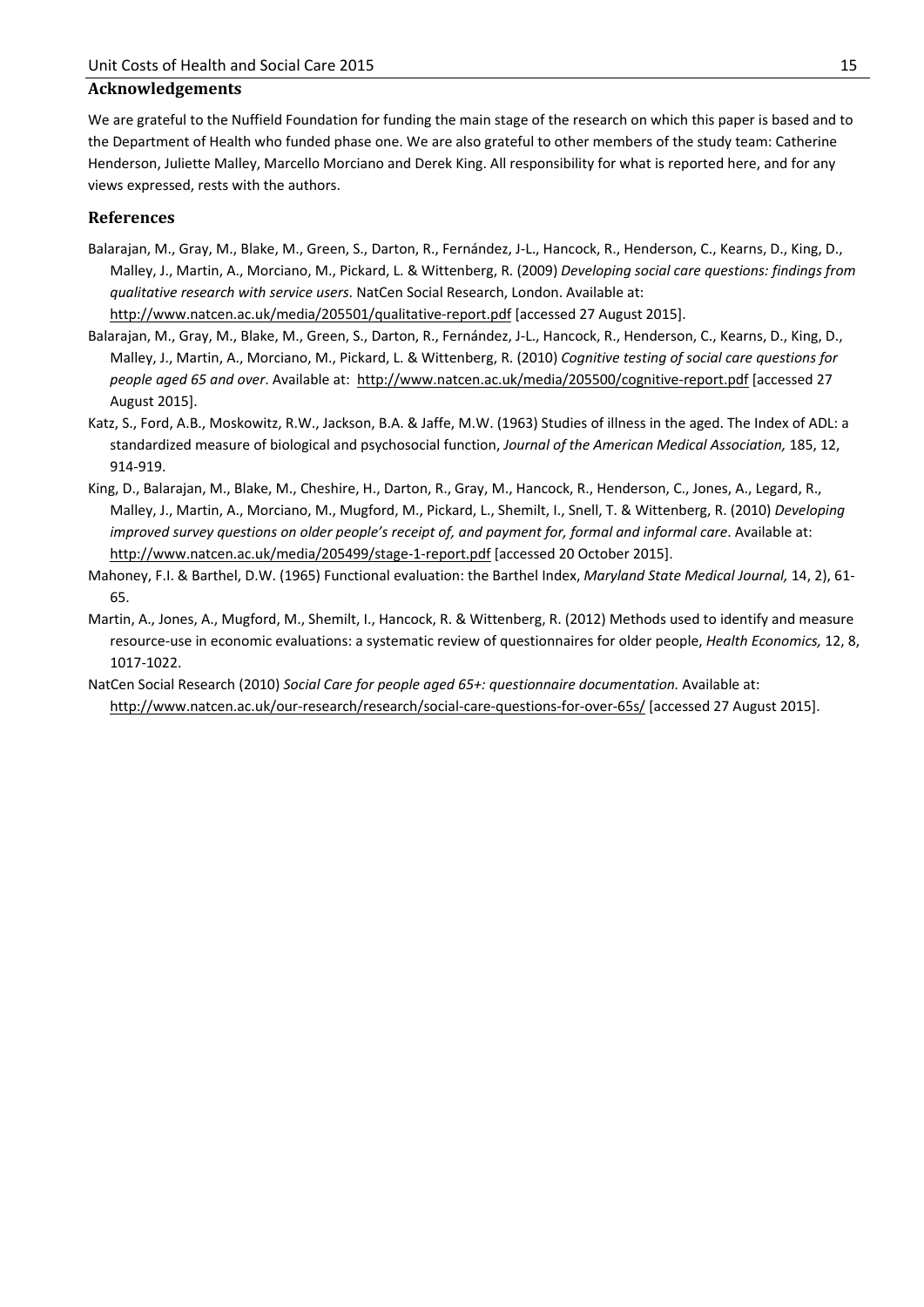## Acknowledgements

We are grateful to the Nuffield Foundation for funding the main stage of the research on which this paper is based and to the Department of Health who funded phase one. We are also grateful to other members of the study team: Catherine Henderson, Juliette Malley, Marcello Morciano and Derek King. All responsibility for what is reported here, and for any views expressed, rests with the authors.

## References

Balarajan, M., Gray, M., Blake, M., Green, S., Darton, R., Fernández, J-L., Hancock, R., Henderson, C., Kearns, D., King, D., Malley, J., Martin, A., Morciano, M., Pickard, L. & Wittenberg, R. (2009) *Developing social care questions: findings from qualitative research with service users*. NatCen Social Research, London. Available at: http://www.natcen.ac.uk/media/205501/qualitative-report.pdf [accessed 27 August 2015].

Balarajan, M., Gray, M., Blake, M., Green, S., Darton, R., Fernández, J-L., Hancock, R., Henderson, C., Kearns, D., King, D., Malley, J., Martin, A., Morciano, M., Pickard, L. & Wittenberg, R. (2010) *Cognitive testing of social care questions for people aged 65 and over*. Available at: http://www.natcen.ac.uk/media/205500/cognitive-report.pdf [accessed 27 August 2015].

Katz, S., Ford, A.B., Moskowitz, R.W., Jackson, B.A. & Jaffe, M.W. (1963) Studies of illness in the aged. The Index of ADL: a standardized measure of biological and psychosocial function, *Journal of the American Medical Association,* 185, 12, 914-919.

King, D., Balarajan, M., Blake, M., Cheshire, H., Darton, R., Gray, M., Hancock, R., Henderson, C., Jones, A., Legard, R., Malley, J., Martin, A., Morciano, M., Mugford, M., Pickard, L., Shemilt, I., Snell, T. & Wittenberg, R. (2010) *Developing improved survey questions on older people's receipt of, and payment for, formal and informal care*. Available at: http://www.natcen.ac.uk/media/205499/stage-1-report.pdf [accessed 20 October 2015].

Mahoney, F.I. & Barthel, D.W. (1965) Functional evaluation: the Barthel Index, *Maryland State Medical Journal,* 14, 2), 61-65.

Martin, A., Jones, A., Mugford, M., Shemilt, I., Hancock, R. & Wittenberg, R. (2012) Methods used to identify and measure resource-use in economic evaluations: a systematic review of questionnaires for older people, *Health Economics,* 12, 8, 1017-1022.

NatCen Social Research (2010) *Social Care for people aged 65+: questionnaire documentation.* Available at: http://www.natcen.ac.uk/our-research/research/social-care-questions-for-over-65s/ [accessed 27 August 2015].